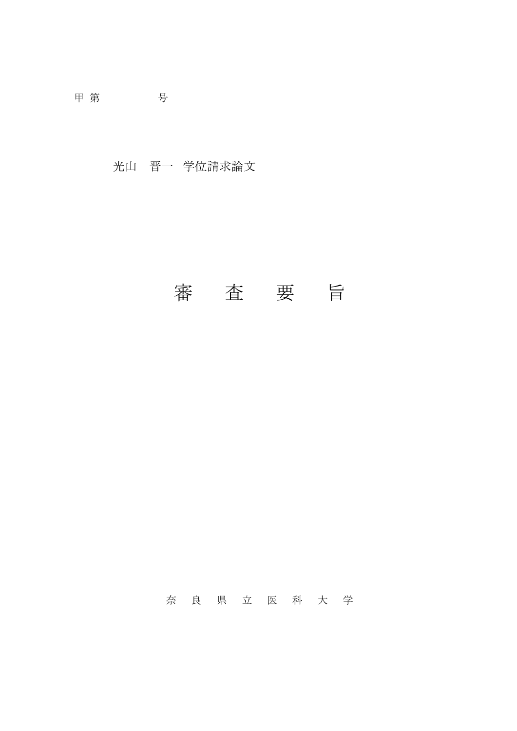甲 第　　　　　　号

光山　晋一　学位請求論文

# 審　査　要　旨

奈　良　県　立　医　科　大　学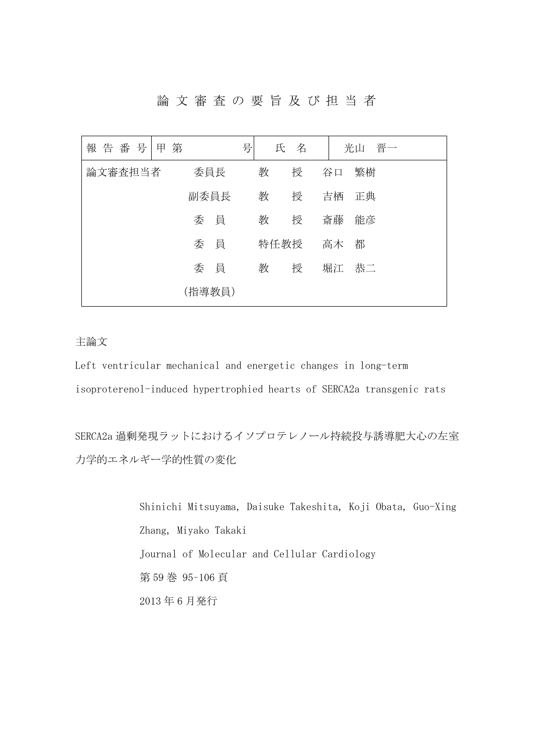# 論 文 審 査 の 要 旨 及 び 担 当 者

| 報 告 番 号 | 甲 第　　　　号 | 氏　名 | 光山　晋一 |
|---|---|---|---|
| 論文審査担当者 | 委員長 | 教　　授 | 谷口　繁樹 |
| | 副委員長 | 教　　授 | 吉栖　正典 |
| | 委　員 | 教　　授 | 斎藤　能彦 |
| | 委　員 | 特任教授 | 高木　都 |
| | 委　員 | 教　　授 | 堀江　恭二 |
| | (指導教員) | | |

主論文

Left ventricular mechanical and energetic changes in long-term isoproterenol-induced hypertrophied hearts of SERCA2a transgenic rats

SERCA2a 過剰発現ラットにおけるイソプロテレノール持続投与誘導肥大心の左室力学的エネルギー学的性質の変化

Shinichi Mitsuyama, Daisuke Takeshita, Koji Obata, Guo-Xing Zhang, Miyako Takaki

Journal of Molecular and Cellular Cardiology

第 59 巻 95-106 頁

2013 年 6 月発行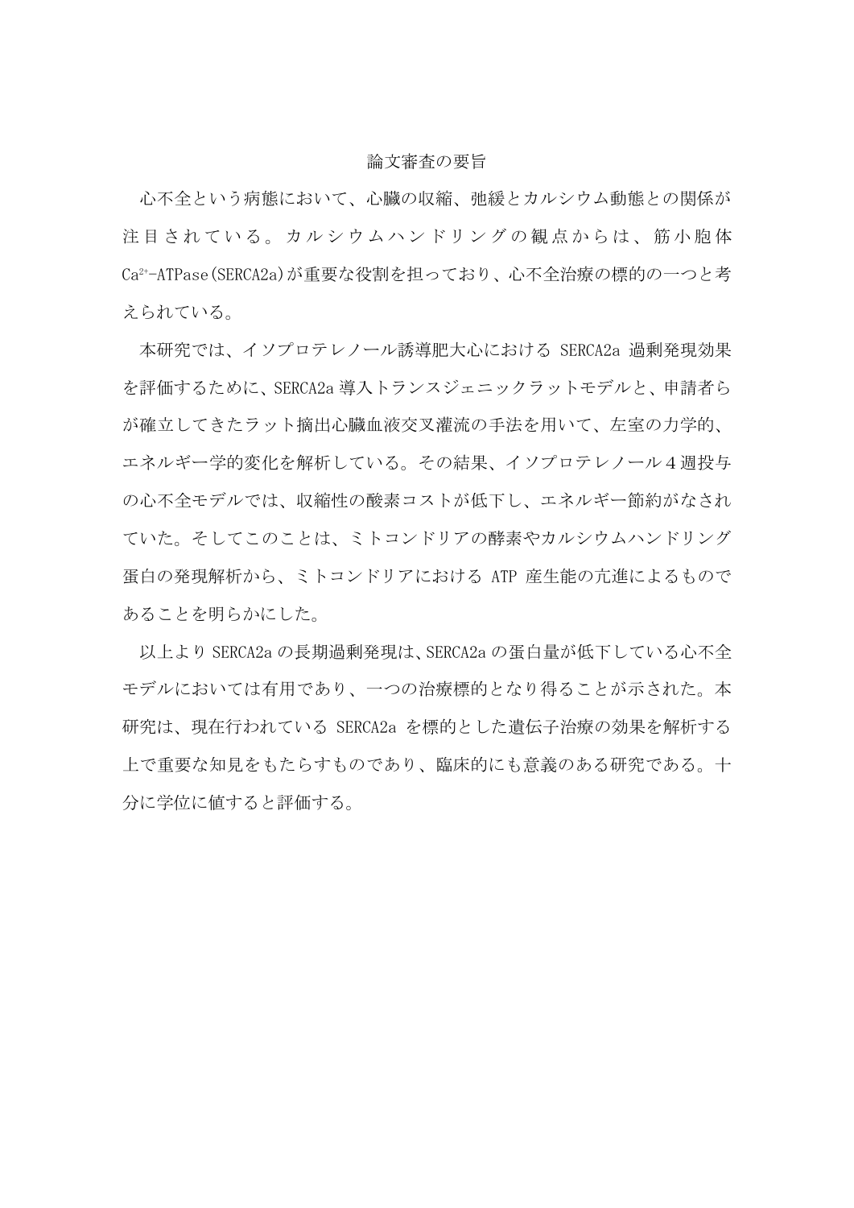# 論文審査の要旨

心不全という病態において、心臓の収縮、弛緩とカルシウム動態との関係が注目されている。カルシウムハンドリングの観点からは、筋小胞体 $Ca^{2+}$-ATPase(SERCA2a)が重要な役割を担っており、心不全治療の標的の一つと考えられている。

本研究では、イソプロテレノール誘導肥大心における SERCA2a 過剰発現効果を評価するために、SERCA2a 導入トランスジェニックラットモデルと、申請者らが確立してきたラット摘出心臓血液交叉灌流の手法を用いて、左室の力学的、エネルギー学的変化を解析している。その結果、イソプロテレノール４週投与の心不全モデルでは、収縮性の酸素コストが低下し、エネルギー節約がなされていた。そしてこのことは、ミトコンドリアの酵素やカルシウムハンドリング蛋白の発現解析から、ミトコンドリアにおける ATP 産生能の亢進によるものであることを明らかにした。

以上より SERCA2a の長期過剰発現は、SERCA2a の蛋白量が低下している心不全モデルにおいては有用であり、一つの治療標的となり得ることが示された。本研究は、現在行われている SERCA2a を標的とした遺伝子治療の効果を解析する上で重要な知見をもたらすものであり、臨床的にも意義のある研究である。十分に学位に値すると評価する。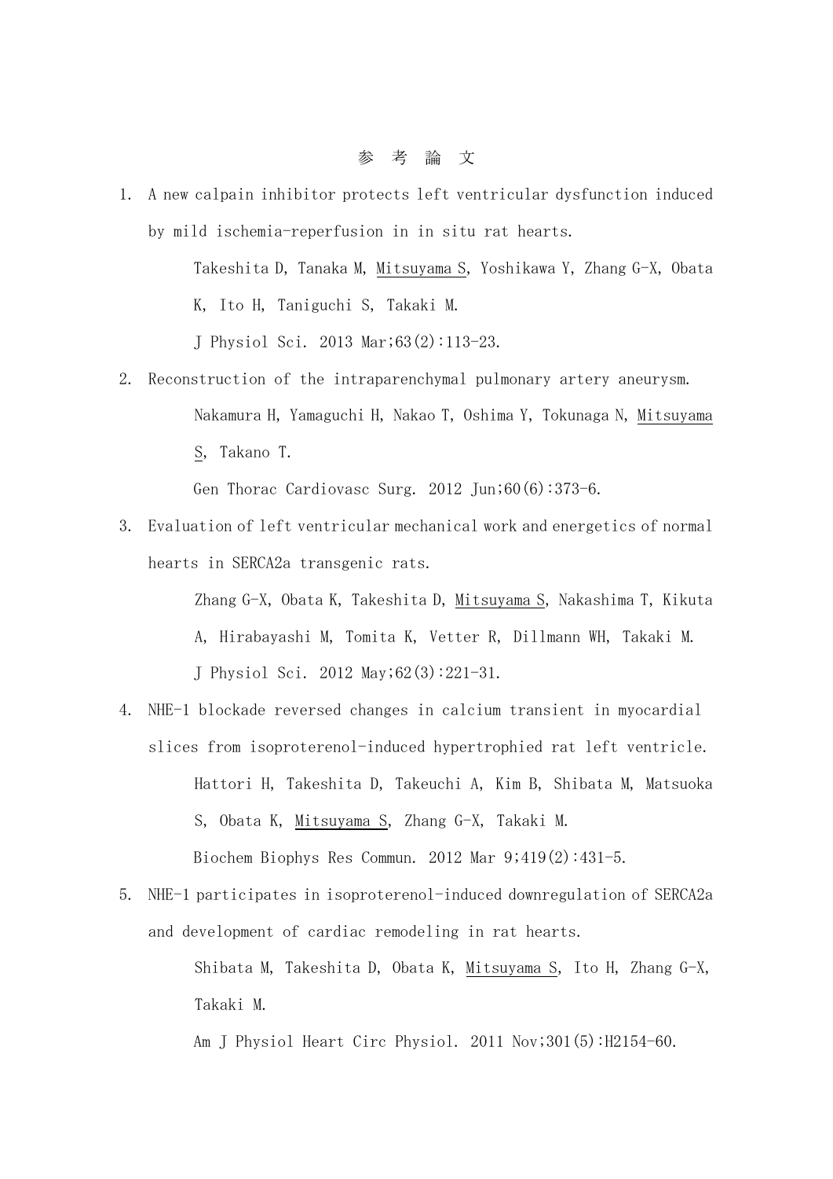# 参 考 論 文

1. A new calpain inhibitor protects left ventricular dysfunction induced by mild ischemia-reperfusion in in situ rat hearts.

   Takeshita D, Tanaka M, Mitsuyama S, Yoshikawa Y, Zhang G-X, Obata K, Ito H, Taniguchi S, Takaki M.

   J Physiol Sci. 2013 Mar;63(2):113-23.

2. Reconstruction of the intraparenchymal pulmonary artery aneurysm.

   Nakamura H, Yamaguchi H, Nakao T, Oshima Y, Tokunaga N, Mitsuyama S, Takano T.

   Gen Thorac Cardiovasc Surg. 2012 Jun;60(6):373-6.

3. Evaluation of left ventricular mechanical work and energetics of normal hearts in SERCA2a transgenic rats.

   Zhang G-X, Obata K, Takeshita D, Mitsuyama S, Nakashima T, Kikuta A, Hirabayashi M, Tomita K, Vetter R, Dillmann WH, Takaki M.

   J Physiol Sci. 2012 May;62(3):221-31.

4. NHE-1 blockade reversed changes in calcium transient in myocardial slices from isoproterenol-induced hypertrophied rat left ventricle.

   Hattori H, Takeshita D, Takeuchi A, Kim B, Shibata M, Matsuoka S, Obata K, Mitsuyama S, Zhang G-X, Takaki M.

   Biochem Biophys Res Commun. 2012 Mar 9;419(2):431-5.

5. NHE-1 participates in isoproterenol-induced downregulation of SERCA2a and development of cardiac remodeling in rat hearts.

   Shibata M, Takeshita D, Obata K, Mitsuyama S, Ito H, Zhang G-X, Takaki M.

   Am J Physiol Heart Circ Physiol. 2011 Nov;301(5):H2154-60.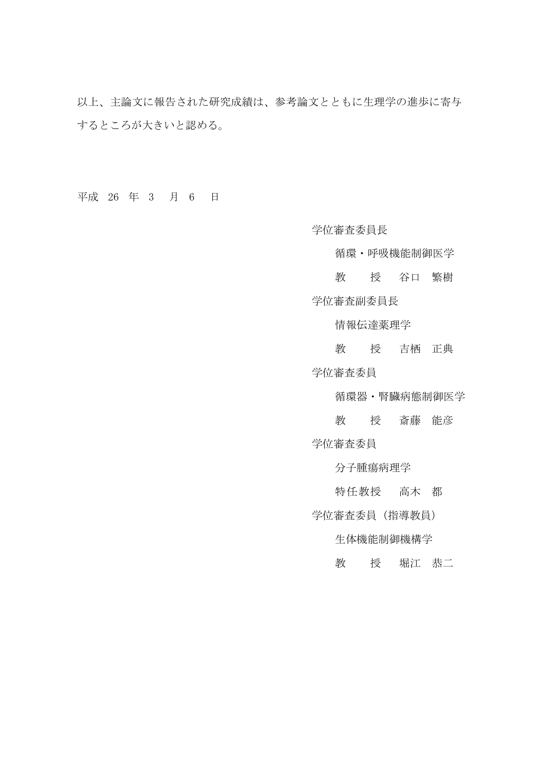以上、主論文に報告された研究成績は、参考論文とともに生理学の進歩に寄与するところが大きいと認める。

平成 26 年 3 月 6 日

学位審査委員長

循環・呼吸機能制御医学

教　授　谷口　繁樹

学位審査副委員長

情報伝達薬理学

教　授　吉栖　正典

学位審査委員

循環器・腎臓病態制御医学

教　授　斎藤　能彦

学位審査委員

分子腫瘍病理学

特任教授　高木　都

学位審査委員（指導教員）

生体機能制御機構学

教　授　堀江　恭二